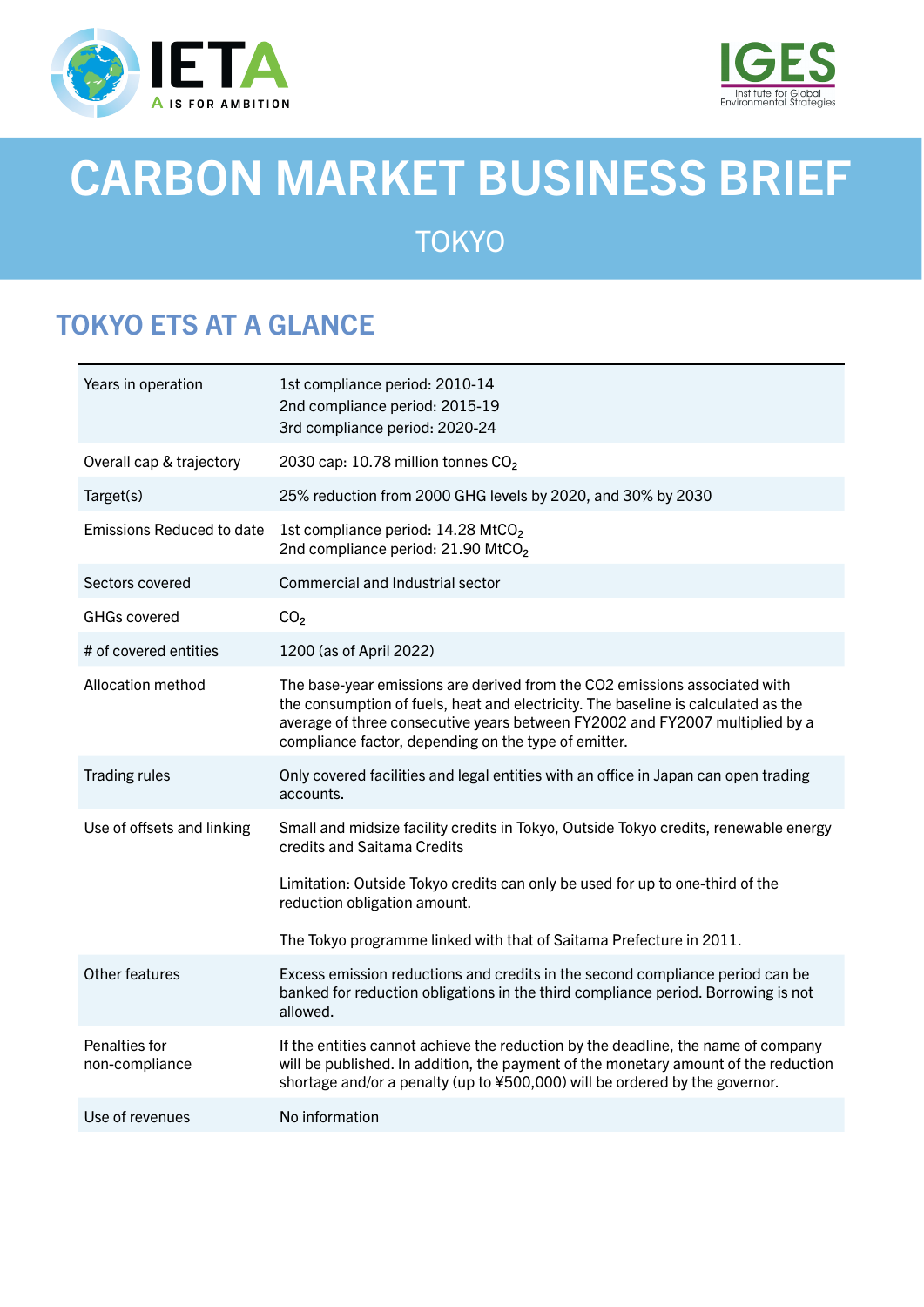# CARBON MARKET BUSINESS BRIEF

## TOKYO

## TOKYO ETS AT A GLANCE

| | |
|---|---|
| Years in operation | 1st compliance period: 2010-14<br>2nd compliance period: 2015-19<br>3rd compliance period: 2020-24 |
| Overall cap & trajectory | 2030 cap: 10.78 million tonnes $CO_2$ |
| Target(s) | 25% reduction from 2000 GHG levels by 2020, and 30% by 2030 |
| Emissions Reduced to date | 1st compliance period: 14.28 $MtCO_2$<br>2nd compliance period: 21.90 $MtCO_2$ |
| Sectors covered | Commercial and Industrial sector |
| GHGs covered | $CO_2$ |
| # of covered entities | 1200 (as of April 2022) |
| Allocation method | The base-year emissions are derived from the CO2 emissions associated with the consumption of fuels, heat and electricity. The baseline is calculated as the average of three consecutive years between FY2002 and FY2007 multiplied by a compliance factor, depending on the type of emitter. |
| Trading rules | Only covered facilities and legal entities with an office in Japan can open trading accounts. |
| Use of offsets and linking | Small and midsize facility credits in Tokyo, Outside Tokyo credits, renewable energy credits and Saitama Credits<br><br>Limitation: Outside Tokyo credits can only be used for up to one-third of the reduction obligation amount.<br><br>The Tokyo programme linked with that of Saitama Prefecture in 2011. |
| Other features | Excess emission reductions and credits in the second compliance period can be banked for reduction obligations in the third compliance period. Borrowing is not allowed. |
| Penalties for non-compliance | If the entities cannot achieve the reduction by the deadline, the name of company will be published. In addition, the payment of the monetary amount of the reduction shortage and/or a penalty (up to ¥500,000) will be ordered by the governor. |
| Use of revenues | No information |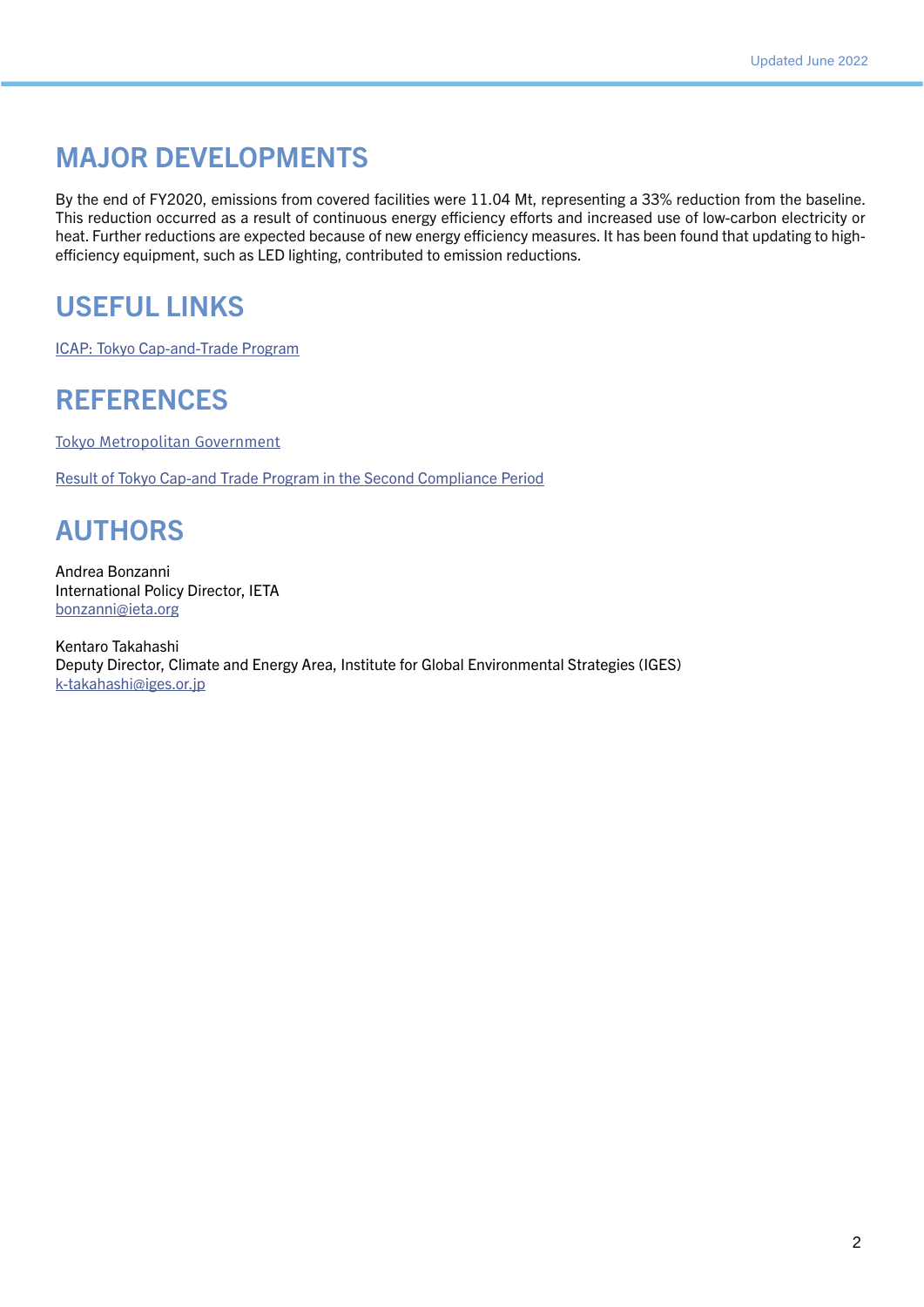## MAJOR DEVELOPMENTS

By the end of FY2020, emissions from covered facilities were 11.04 Mt, representing a 33% reduction from the baseline. This reduction occurred as a result of continuous energy efficiency efforts and increased use of low-carbon electricity or heat. Further reductions are expected because of new energy efficiency measures. It has been found that updating to high-efficiency equipment, such as LED lighting, contributed to emission reductions.

## USEFUL LINKS

ICAP: Tokyo Cap-and-Trade Program

## REFERENCES

Tokyo Metropolitan Government

Result of Tokyo Cap-and Trade Program in the Second Compliance Period

## AUTHORS

Andrea Bonzanni
International Policy Director, IETA
bonzanni@ieta.org

Kentaro Takahashi
Deputy Director, Climate and Energy Area, Institute for Global Environmental Strategies (IGES)
k-takahashi@iges.or.jp